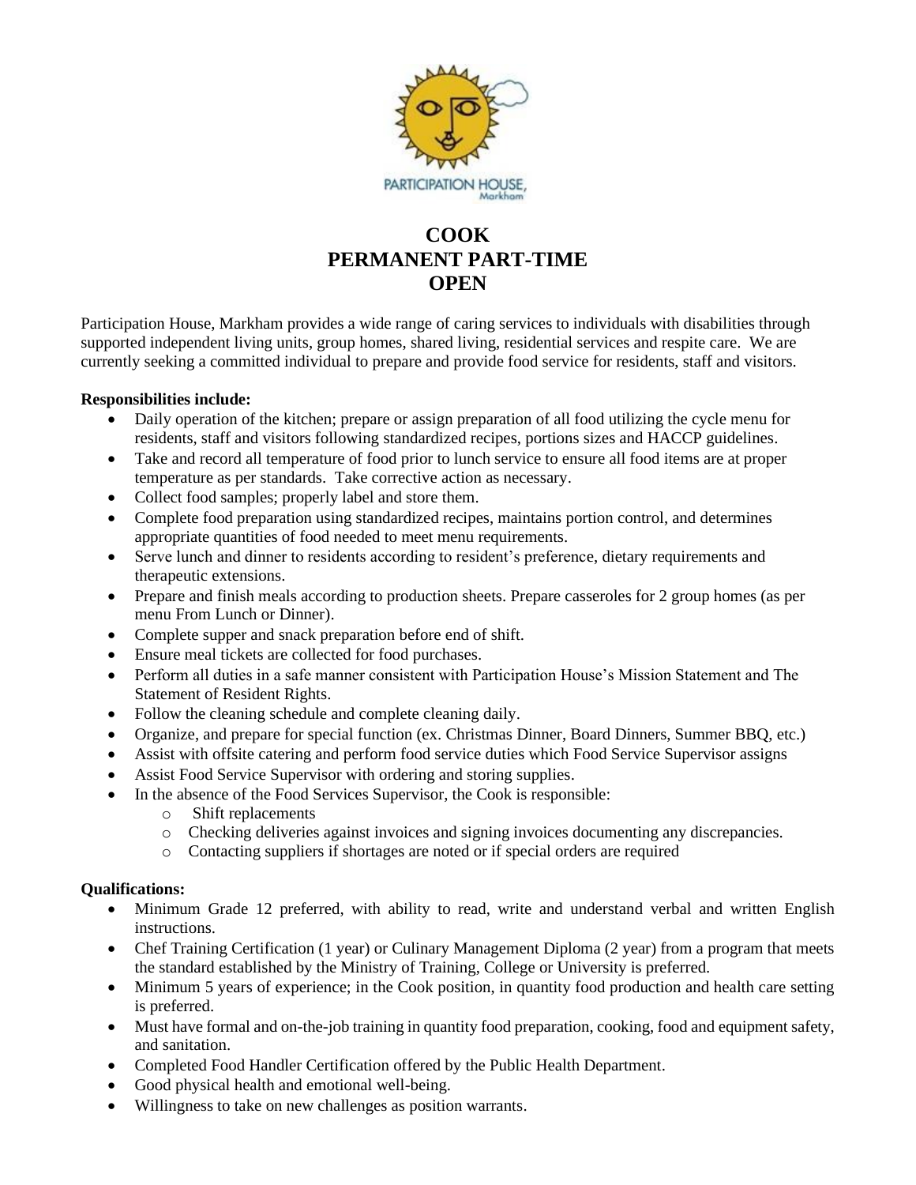PARTICIPATION HOUSE, Markham

# COOK
# PERMANENT PART-TIME
# OPEN

Participation House, Markham provides a wide range of caring services to individuals with disabilities through supported independent living units, group homes, shared living, residential services and respite care. We are currently seeking a committed individual to prepare and provide food service for residents, staff and visitors.

**Responsibilities include:**

- Daily operation of the kitchen; prepare or assign preparation of all food utilizing the cycle menu for residents, staff and visitors following standardized recipes, portions sizes and HACCP guidelines.
- Take and record all temperature of food prior to lunch service to ensure all food items are at proper temperature as per standards. Take corrective action as necessary.
- Collect food samples; properly label and store them.
- Complete food preparation using standardized recipes, maintains portion control, and determines appropriate quantities of food needed to meet menu requirements.
- Serve lunch and dinner to residents according to resident's preference, dietary requirements and therapeutic extensions.
- Prepare and finish meals according to production sheets. Prepare casseroles for 2 group homes (as per menu From Lunch or Dinner).
- Complete supper and snack preparation before end of shift.
- Ensure meal tickets are collected for food purchases.
- Perform all duties in a safe manner consistent with Participation House's Mission Statement and The Statement of Resident Rights.
- Follow the cleaning schedule and complete cleaning daily.
- Organize, and prepare for special function (ex. Christmas Dinner, Board Dinners, Summer BBQ, etc.)
- Assist with offsite catering and perform food service duties which Food Service Supervisor assigns
- Assist Food Service Supervisor with ordering and storing supplies.
- In the absence of the Food Services Supervisor, the Cook is responsible:
  - Shift replacements
  - Checking deliveries against invoices and signing invoices documenting any discrepancies.
  - Contacting suppliers if shortages are noted or if special orders are required

**Qualifications:**

- Minimum Grade 12 preferred, with ability to read, write and understand verbal and written English instructions.
- Chef Training Certification (1 year) or Culinary Management Diploma (2 year) from a program that meets the standard established by the Ministry of Training, College or University is preferred.
- Minimum 5 years of experience; in the Cook position, in quantity food production and health care setting is preferred.
- Must have formal and on-the-job training in quantity food preparation, cooking, food and equipment safety, and sanitation.
- Completed Food Handler Certification offered by the Public Health Department.
- Good physical health and emotional well-being.
- Willingness to take on new challenges as position warrants.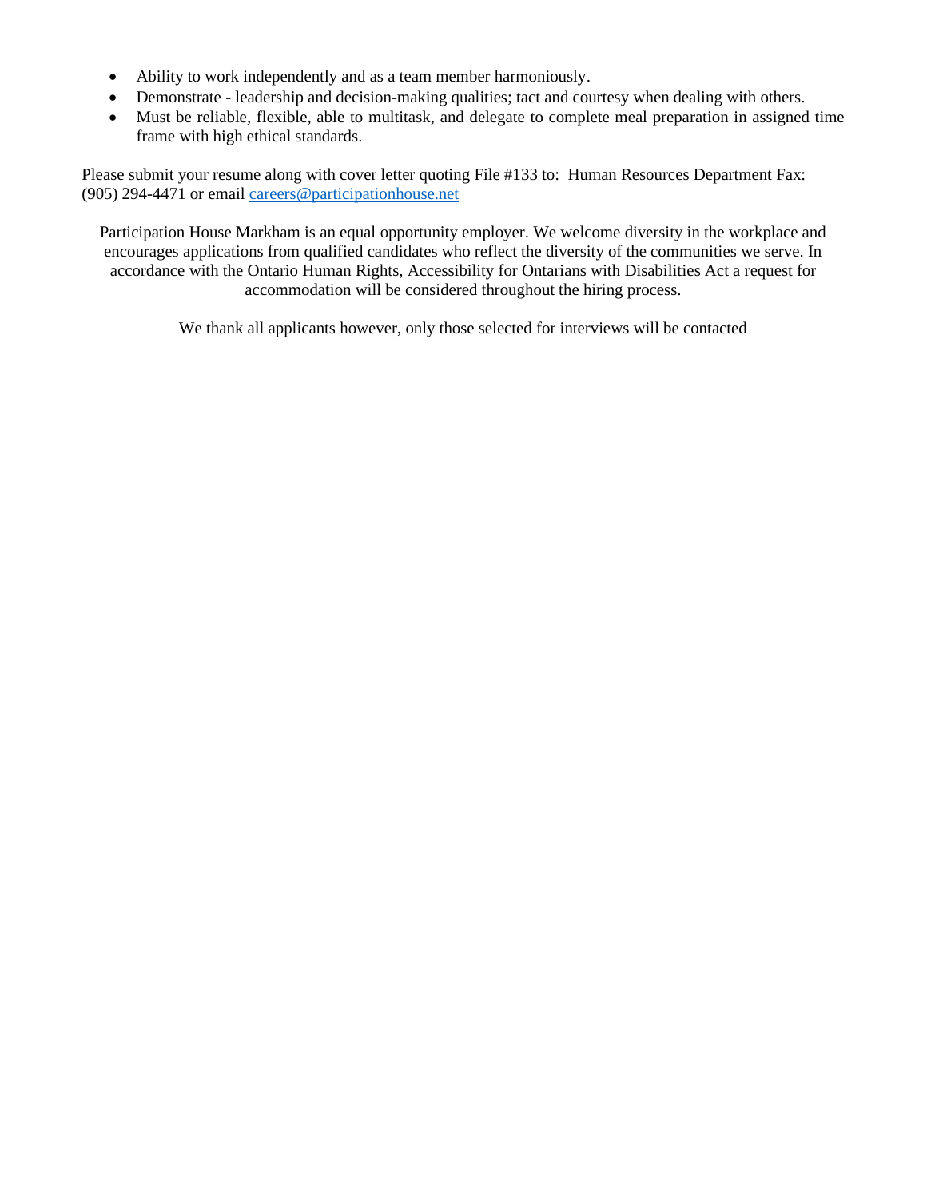- Ability to work independently and as a team member harmoniously.
- Demonstrate - leadership and decision-making qualities; tact and courtesy when dealing with others.
- Must be reliable, flexible, able to multitask, and delegate to complete meal preparation in assigned time frame with high ethical standards.

Please submit your resume along with cover letter quoting File #133 to: Human Resources Department Fax: (905) 294-4471 or email careers@participationhouse.net

Participation House Markham is an equal opportunity employer. We welcome diversity in the workplace and encourages applications from qualified candidates who reflect the diversity of the communities we serve. In accordance with the Ontario Human Rights, Accessibility for Ontarians with Disabilities Act a request for accommodation will be considered throughout the hiring process.

We thank all applicants however, only those selected for interviews will be contacted